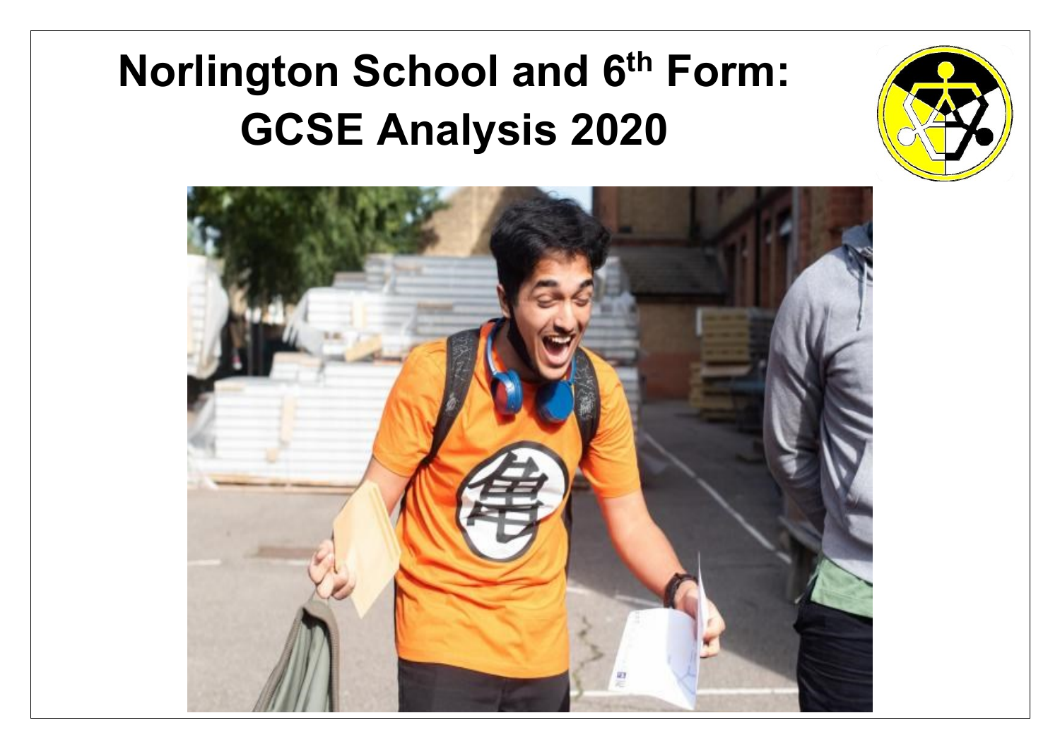# Norlington School and 6th Form: GCSE Analysis 2020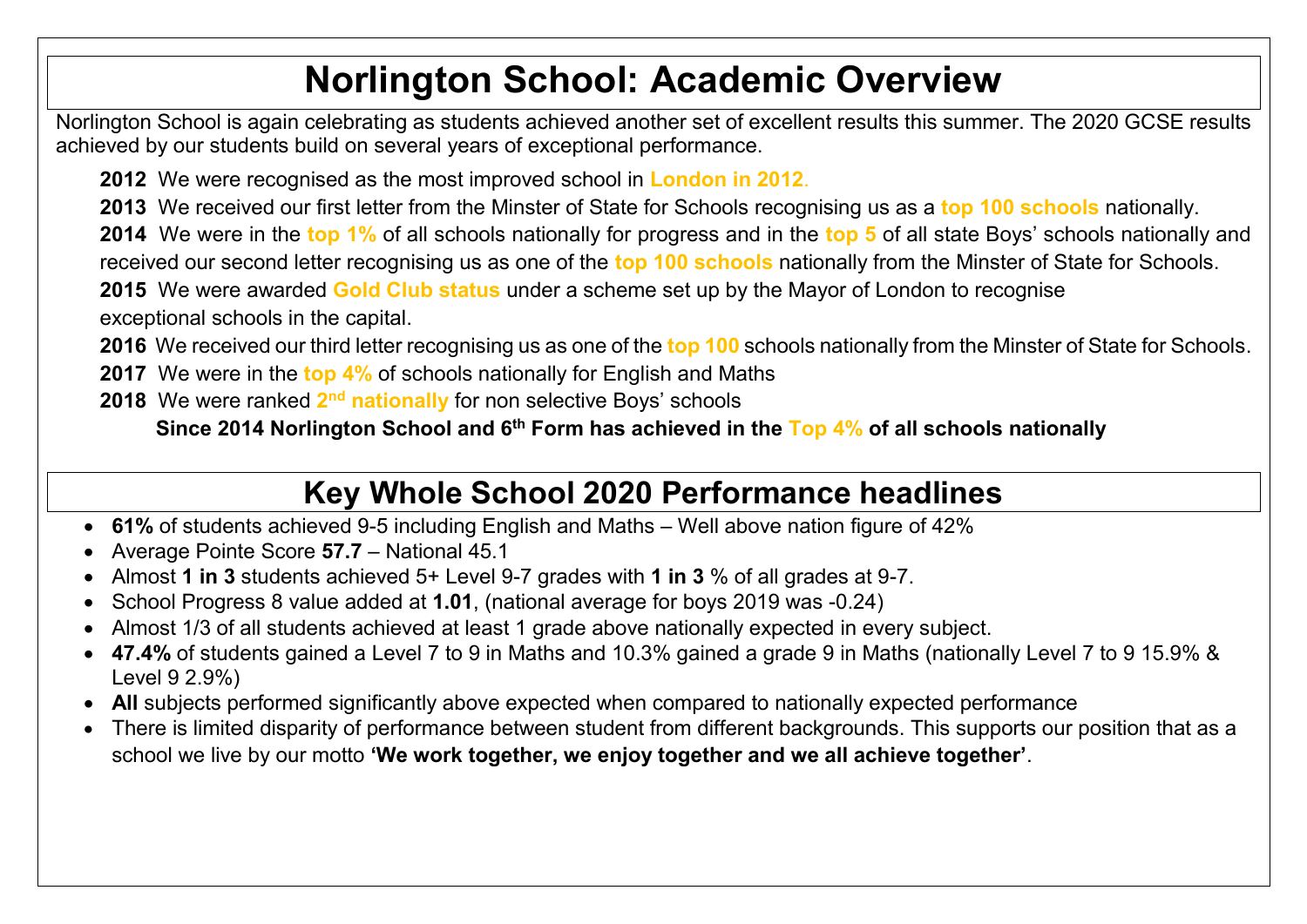# Norlington School: Academic Overview

Norlington School is again celebrating as students achieved another set of excellent results this summer. The 2020 GCSE results achieved by our students build on several years of exceptional performance.

**2012** We were recognised as the most improved school in **London in 2012**.

**2013** We received our first letter from the Minster of State for Schools recognising us as a **top 100 schools** nationally.

**2014** We were in the **top 1%** of all schools nationally for progress and in the **top 5** of all state Boys' schools nationally and received our second letter recognising us as one of the **top 100 schools** nationally from the Minster of State for Schools.

**2015** We were awarded **Gold Club status** under a scheme set up by the Mayor of London to recognise exceptional schools in the capital.

**2016** We received our third letter recognising us as one of the **top 100** schools nationally from the Minster of State for Schools.

**2017** We were in the **top 4%** of schools nationally for English and Maths

**2018** We were ranked **2nd nationally** for non selective Boys' schools

**Since 2014 Norlington School and 6th Form has achieved in the Top 4% of all schools nationally**

## Key Whole School 2020 Performance headlines

- **61%** of students achieved 9-5 including English and Maths – Well above nation figure of 42%
- Average Pointe Score **57.7** – National 45.1
- Almost **1 in 3** students achieved 5+ Level 9-7 grades with **1 in 3** % of all grades at 9-7.
- School Progress 8 value added at **1.01**, (national average for boys 2019 was -0.24)
- Almost 1/3 of all students achieved at least 1 grade above nationally expected in every subject.
- **47.4%** of students gained a Level 7 to 9 in Maths and 10.3% gained a grade 9 in Maths (nationally Level 7 to 9 15.9% & Level 9 2.9%)
- **All** subjects performed significantly above expected when compared to nationally expected performance
- There is limited disparity of performance between student from different backgrounds. This supports our position that as a school we live by our motto **'We work together, we enjoy together and we all achieve together'**.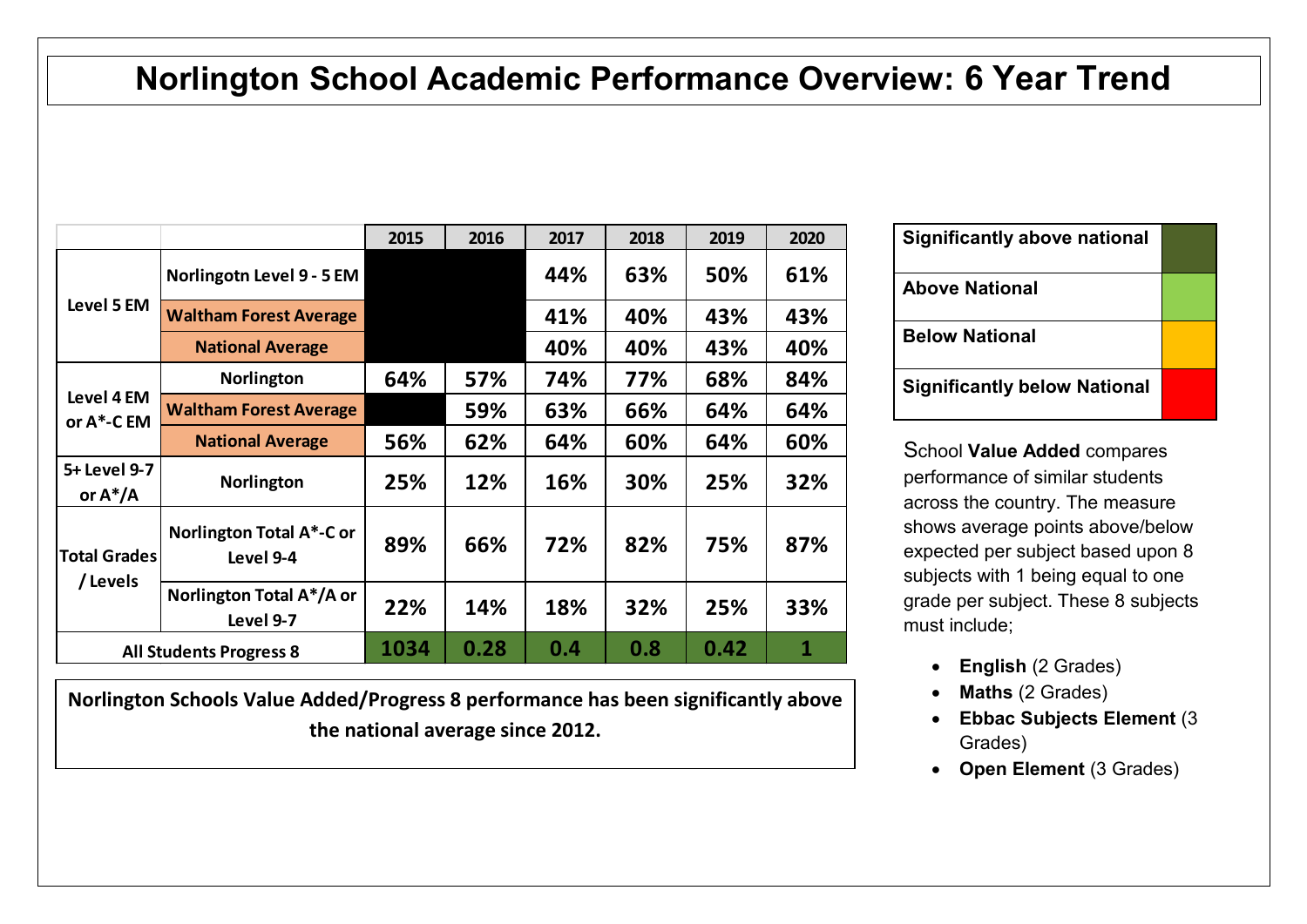# Norlington School Academic Performance Overview: 6 Year Trend

| | | 2015 | 2016 | 2017 | 2018 | 2019 | 2020 |
|---|---|---|---|---|---|---|---|
| Level 5 EM | Norlingotn Level 9 - 5 EM | | | 44% | 63% | 50% | 61% |
| | Waltham Forest Average | | | 41% | 40% | 43% | 43% |
| | National Average | | | 40% | 40% | 43% | 40% |
| Level 4 EM or A*-C EM | Norlington | 64% | 57% | 74% | 77% | 68% | 84% |
| | Waltham Forest Average | | 59% | 63% | 66% | 64% | 64% |
| | National Average | 56% | 62% | 64% | 60% | 64% | 60% |
| 5+ Level 9-7 or A*/A | Norlington | 25% | 12% | 16% | 30% | 25% | 32% |
| Total Grades / Levels | Norlington Total A*-C or Level 9-4 | 89% | 66% | 72% | 82% | 75% | 87% |
| | Norlington Total A*/A or Level 9-7 | 22% | 14% | 18% | 32% | 25% | 33% |
| All Students Progress 8 | | 1034 | 0.28 | 0.4 | 0.8 | 0.42 | 1 |

**Norlington Schools Value Added/Progress 8 performance has been significantly above the national average since 2012.**

| Key | |
|---|---|
| **Significantly above national** | |
| **Above National** | |
| **Below National** | |
| **Significantly below National** | |

School **Value Added** compares performance of similar students across the country. The measure shows average points above/below expected per subject based upon 8 subjects with 1 being equal to one grade per subject. These 8 subjects must include;

- **English** (2 Grades)
- **Maths** (2 Grades)
- **Ebbac Subjects Element** (3 Grades)
- **Open Element** (3 Grades)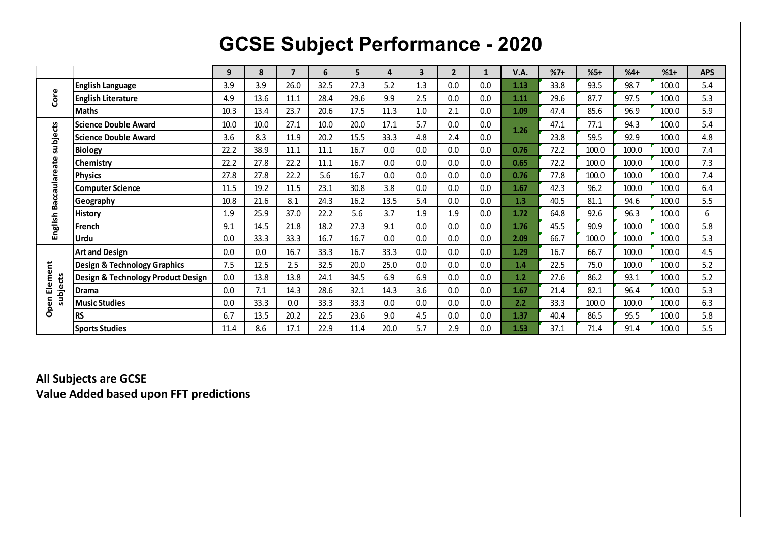# GCSE Subject Performance - 2020

| | | 9 | 8 | 7 | 6 | 5 | 4 | 3 | 2 | 1 | V.A. | %7+ | %5+ | %4+ | %1+ | APS |
|---|---|---|---|---|---|---|---|---|---|---|---|---|---|---|---|---|
| Core | English Language | 3.9 | 3.9 | 26.0 | 32.5 | 27.3 | 5.2 | 1.3 | 0.0 | 0.0 | 1.13 | 33.8 | 93.5 | 98.7 | 100.0 | 5.4 |
| | English Literature | 4.9 | 13.6 | 11.1 | 28.4 | 29.6 | 9.9 | 2.5 | 0.0 | 0.0 | 1.11 | 29.6 | 87.7 | 97.5 | 100.0 | 5.3 |
| | Maths | 10.3 | 13.4 | 23.7 | 20.6 | 17.5 | 11.3 | 1.0 | 2.1 | 0.0 | 1.09 | 47.4 | 85.6 | 96.9 | 100.0 | 5.9 |
| English Baccalaureate subjects | Science Double Award | 10.0 | 10.0 | 27.1 | 10.0 | 20.0 | 17.1 | 5.7 | 0.0 | 0.0 | 1.26 | 47.1 | 77.1 | 94.3 | 100.0 | 5.4 |
| | Science Double Award | 3.6 | 8.3 | 11.9 | 20.2 | 15.5 | 33.3 | 4.8 | 2.4 | 0.0 | | 23.8 | 59.5 | 92.9 | 100.0 | 4.8 |
| | Biology | 22.2 | 38.9 | 11.1 | 11.1 | 16.7 | 0.0 | 0.0 | 0.0 | 0.0 | 0.76 | 72.2 | 100.0 | 100.0 | 100.0 | 7.4 |
| | Chemistry | 22.2 | 27.8 | 22.2 | 11.1 | 16.7 | 0.0 | 0.0 | 0.0 | 0.0 | 0.65 | 72.2 | 100.0 | 100.0 | 100.0 | 7.3 |
| | Physics | 27.8 | 27.8 | 22.2 | 5.6 | 16.7 | 0.0 | 0.0 | 0.0 | 0.0 | 0.76 | 77.8 | 100.0 | 100.0 | 100.0 | 7.4 |
| | Computer Science | 11.5 | 19.2 | 11.5 | 23.1 | 30.8 | 3.8 | 0.0 | 0.0 | 0.0 | 1.67 | 42.3 | 96.2 | 100.0 | 100.0 | 6.4 |
| | Geography | 10.8 | 21.6 | 8.1 | 24.3 | 16.2 | 13.5 | 5.4 | 0.0 | 0.0 | 1.3 | 40.5 | 81.1 | 94.6 | 100.0 | 5.5 |
| | History | 1.9 | 25.9 | 37.0 | 22.2 | 5.6 | 3.7 | 1.9 | 1.9 | 0.0 | 1.72 | 64.8 | 92.6 | 96.3 | 100.0 | 6 |
| | French | 9.1 | 14.5 | 21.8 | 18.2 | 27.3 | 9.1 | 0.0 | 0.0 | 0.0 | 1.76 | 45.5 | 90.9 | 100.0 | 100.0 | 5.8 |
| | Urdu | 0.0 | 33.3 | 33.3 | 16.7 | 16.7 | 0.0 | 0.0 | 0.0 | 0.0 | 2.09 | 66.7 | 100.0 | 100.0 | 100.0 | 5.3 |
| Open Element subjects | Art and Design | 0.0 | 0.0 | 16.7 | 33.3 | 16.7 | 33.3 | 0.0 | 0.0 | 0.0 | 1.29 | 16.7 | 66.7 | 100.0 | 100.0 | 4.5 |
| | Design & Technology Graphics | 7.5 | 12.5 | 2.5 | 32.5 | 20.0 | 25.0 | 0.0 | 0.0 | 0.0 | 1.4 | 22.5 | 75.0 | 100.0 | 100.0 | 5.2 |
| | Design & Technology Product Design | 0.0 | 13.8 | 13.8 | 24.1 | 34.5 | 6.9 | 6.9 | 0.0 | 0.0 | 1.2 | 27.6 | 86.2 | 93.1 | 100.0 | 5.2 |
| | Drama | 0.0 | 7.1 | 14.3 | 28.6 | 32.1 | 14.3 | 3.6 | 0.0 | 0.0 | 1.67 | 21.4 | 82.1 | 96.4 | 100.0 | 5.3 |
| | Music Studies | 0.0 | 33.3 | 0.0 | 33.3 | 33.3 | 0.0 | 0.0 | 0.0 | 0.0 | 2.2 | 33.3 | 100.0 | 100.0 | 100.0 | 6.3 |
| | RS | 6.7 | 13.5 | 20.2 | 22.5 | 23.6 | 9.0 | 4.5 | 0.0 | 0.0 | 1.37 | 40.4 | 86.5 | 95.5 | 100.0 | 5.8 |
| | Sports Studies | 11.4 | 8.6 | 17.1 | 22.9 | 11.4 | 20.0 | 5.7 | 2.9 | 0.0 | 1.53 | 37.1 | 71.4 | 91.4 | 100.0 | 5.5 |

**All Subjects are GCSE**
**Value Added based upon FFT predictions**